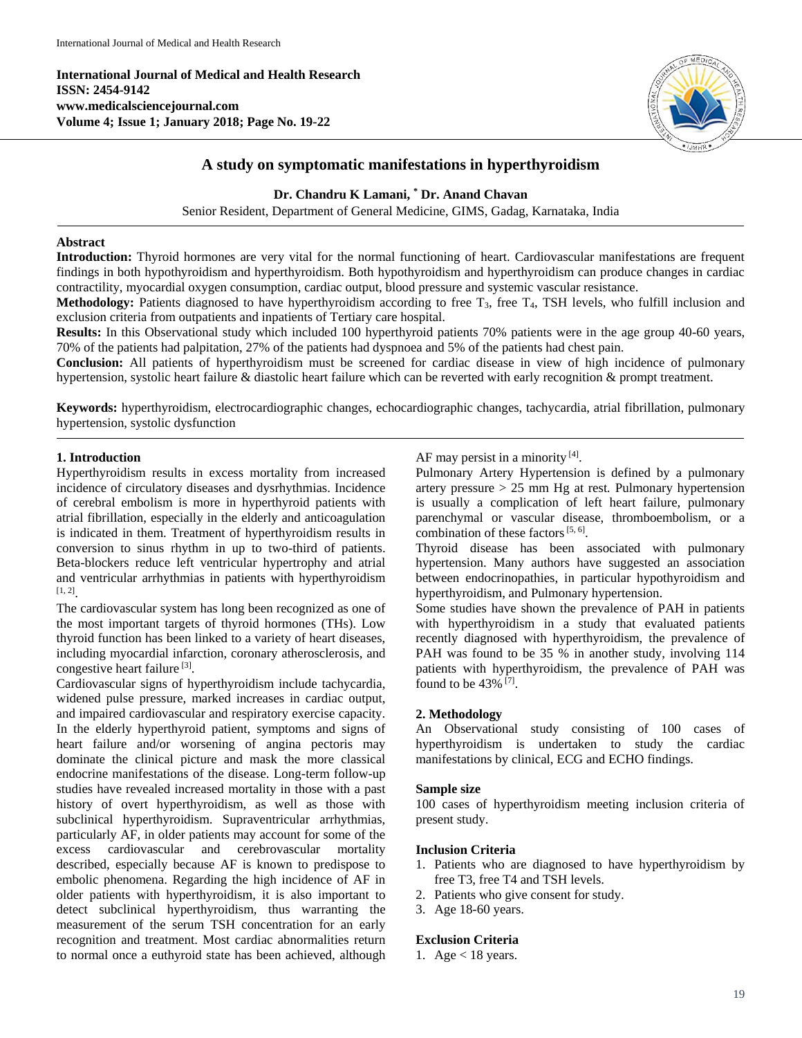# A study on symptomatic manifestations in hyperthyroidism

**Dr. Chandru K Lamani, * Dr. Anand Chavan**

Senior Resident, Department of General Medicine, GIMS, Gadag, Karnataka, India

## Abstract

**Introduction:** Thyroid hormones are very vital for the normal functioning of heart. Cardiovascular manifestations are frequent findings in both hypothyroidism and hyperthyroidism. Both hypothyroidism and hyperthyroidism can produce changes in cardiac contractility, myocardial oxygen consumption, cardiac output, blood pressure and systemic vascular resistance.

**Methodology:** Patients diagnosed to have hyperthyroidism according to free $T_3$, free $T_4$, TSH levels, who fulfill inclusion and exclusion criteria from outpatients and inpatients of Tertiary care hospital.

**Results:** In this Observational study which included 100 hyperthyroid patients 70% patients were in the age group 40-60 years, 70% of the patients had palpitation, 27% of the patients had dyspnoea and 5% of the patients had chest pain.

**Conclusion:** All patients of hyperthyroidism must be screened for cardiac disease in view of high incidence of pulmonary hypertension, systolic heart failure & diastolic heart failure which can be reverted with early recognition & prompt treatment.

**Keywords:** hyperthyroidism, electrocardiographic changes, echocardiographic changes, tachycardia, atrial fibrillation, pulmonary hypertension, systolic dysfunction

## 1. Introduction

Hyperthyroidism results in excess mortality from increased incidence of circulatory diseases and dysrhythmias. Incidence of cerebral embolism is more in hyperthyroid patients with atrial fibrillation, especially in the elderly and anticoagulation is indicated in them. Treatment of hyperthyroidism results in conversion to sinus rhythm in up to two-third of patients. Beta-blockers reduce left ventricular hypertrophy and atrial and ventricular arrhythmias in patients with hyperthyroidism [1, 2].

The cardiovascular system has long been recognized as one of the most important targets of thyroid hormones (THs). Low thyroid function has been linked to a variety of heart diseases, including myocardial infarction, coronary atherosclerosis, and congestive heart failure [3].

Cardiovascular signs of hyperthyroidism include tachycardia, widened pulse pressure, marked increases in cardiac output, and impaired cardiovascular and respiratory exercise capacity. In the elderly hyperthyroid patient, symptoms and signs of heart failure and/or worsening of angina pectoris may dominate the clinical picture and mask the more classical endocrine manifestations of the disease. Long-term follow-up studies have revealed increased mortality in those with a past history of overt hyperthyroidism, as well as those with subclinical hyperthyroidism. Supraventricular arrhythmias, particularly AF, in older patients may account for some of the excess cardiovascular and cerebrovascular mortality described, especially because AF is known to predispose to embolic phenomena. Regarding the high incidence of AF in older patients with hyperthyroidism, it is also important to detect subclinical hyperthyroidism, thus warranting the measurement of the serum TSH concentration for an early recognition and treatment. Most cardiac abnormalities return to normal once a euthyroid state has been achieved, although AF may persist in a minority [4].

Pulmonary Artery Hypertension is defined by a pulmonary artery pressure > 25 mm Hg at rest. Pulmonary hypertension is usually a complication of left heart failure, pulmonary parenchymal or vascular disease, thromboembolism, or a combination of these factors [5, 6].

Thyroid disease has been associated with pulmonary hypertension. Many authors have suggested an association between endocrinopathies, in particular hypothyroidism and hyperthyroidism, and Pulmonary hypertension.

Some studies have shown the prevalence of PAH in patients with hyperthyroidism in a study that evaluated patients recently diagnosed with hyperthyroidism, the prevalence of PAH was found to be 35 % in another study, involving 114 patients with hyperthyroidism, the prevalence of PAH was found to be 43% [7].

## 2. Methodology

An Observational study consisting of 100 cases of hyperthyroidism is undertaken to study the cardiac manifestations by clinical, ECG and ECHO findings.

### Sample size

100 cases of hyperthyroidism meeting inclusion criteria of present study.

### Inclusion Criteria

1. Patients who are diagnosed to have hyperthyroidism by free T3, free T4 and TSH levels.
2. Patients who give consent for study.
3. Age 18-60 years.

### Exclusion Criteria

1. Age < 18 years.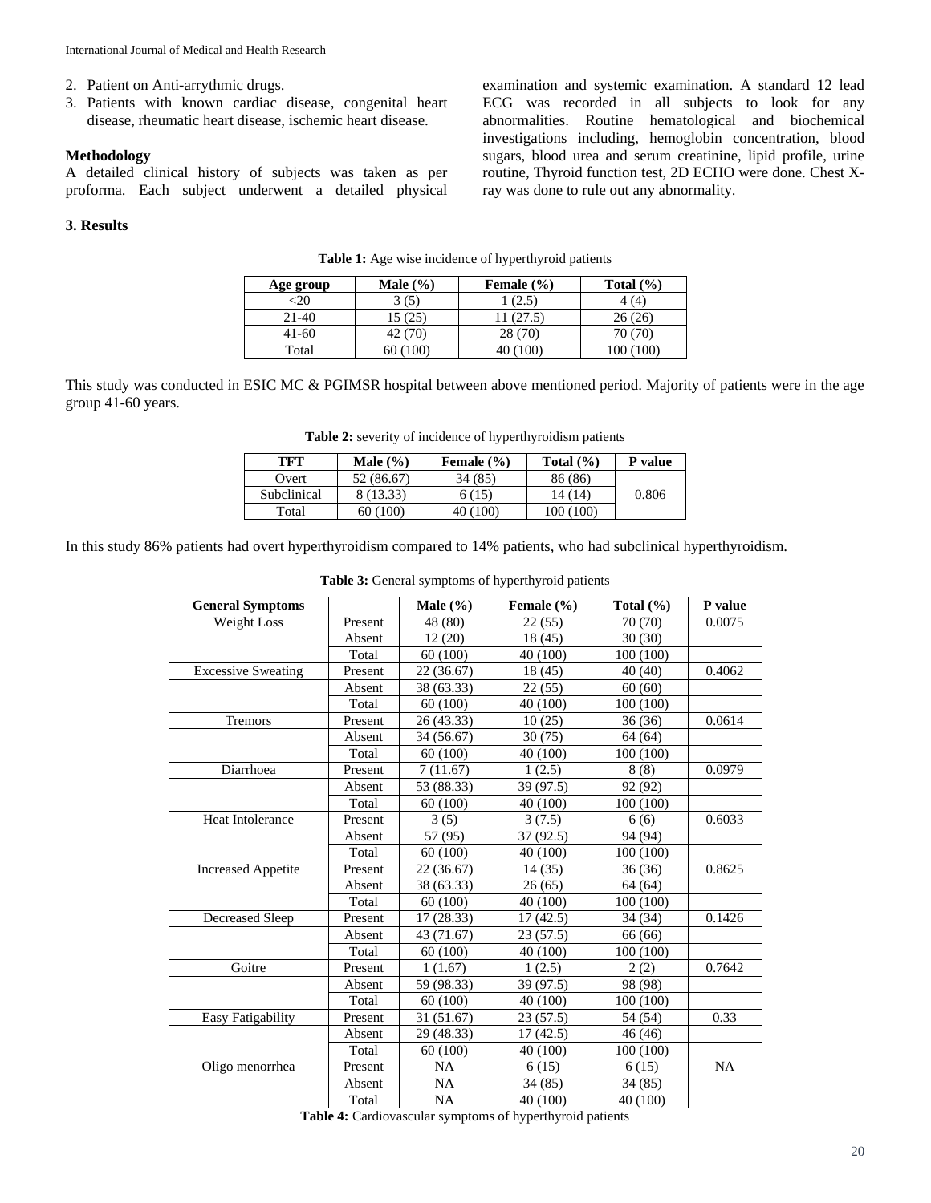2. Patient on Anti-arrythmic drugs.
3. Patients with known cardiac disease, congenital heart disease, rheumatic heart disease, ischemic heart disease.

**Methodology**

A detailed clinical history of subjects was taken as per proforma. Each subject underwent a detailed physical examination and systemic examination. A standard 12 lead ECG was recorded in all subjects to look for any abnormalities. Routine hematological and biochemical investigations including, hemoglobin concentration, blood sugars, blood urea and serum creatinine, lipid profile, urine routine, Thyroid function test, 2D ECHO were done. Chest X-ray was done to rule out any abnormality.

## 3. Results

**Table 1:** Age wise incidence of hyperthyroid patients

| Age group | Male (%) | Female (%) | Total (%) |
|---|---|---|---|
| <20 | 3 (5) | 1 (2.5) | 4 (4) |
| 21-40 | 15 (25) | 11 (27.5) | 26 (26) |
| 41-60 | 42 (70) | 28 (70) | 70 (70) |
| Total | 60 (100) | 40 (100) | 100 (100) |

This study was conducted in ESIC MC & PGIMSR hospital between above mentioned period. Majority of patients were in the age group 41-60 years.

**Table 2:** severity of incidence of hyperthyroidism patients

| TFT | Male (%) | Female (%) | Total (%) | P value |
|---|---|---|---|---|
| Overt | 52 (86.67) | 34 (85) | 86 (86) | 0.806 |
| Subclinical | 8 (13.33) | 6 (15) | 14 (14) | |
| Total | 60 (100) | 40 (100) | 100 (100) | |

In this study 86% patients had overt hyperthyroidism compared to 14% patients, who had subclinical hyperthyroidism.

**Table 3:** General symptoms of hyperthyroid patients

| General Symptoms | | Male (%) | Female (%) | Total (%) | P value |
|---|---|---|---|---|---|
| Weight Loss | Present | 48 (80) | 22 (55) | 70 (70) | 0.0075 |
| | Absent | 12 (20) | 18 (45) | 30 (30) | |
| | Total | 60 (100) | 40 (100) | 100 (100) | |
| Excessive Sweating | Present | 22 (36.67) | 18 (45) | 40 (40) | 0.4062 |
| | Absent | 38 (63.33) | 22 (55) | 60 (60) | |
| | Total | 60 (100) | 40 (100) | 100 (100) | |
| Tremors | Present | 26 (43.33) | 10 (25) | 36 (36) | 0.0614 |
| | Absent | 34 (56.67) | 30 (75) | 64 (64) | |
| | Total | 60 (100) | 40 (100) | 100 (100) | |
| Diarrhoea | Present | 7 (11.67) | 1 (2.5) | 8 (8) | 0.0979 |
| | Absent | 53 (88.33) | 39 (97.5) | 92 (92) | |
| | Total | 60 (100) | 40 (100) | 100 (100) | |
| Heat Intolerance | Present | 3 (5) | 3 (7.5) | 6 (6) | 0.6033 |
| | Absent | 57 (95) | 37 (92.5) | 94 (94) | |
| | Total | 60 (100) | 40 (100) | 100 (100) | |
| Increased Appetite | Present | 22 (36.67) | 14 (35) | 36 (36) | 0.8625 |
| | Absent | 38 (63.33) | 26 (65) | 64 (64) | |
| | Total | 60 (100) | 40 (100) | 100 (100) | |
| Decreased Sleep | Present | 17 (28.33) | 17 (42.5) | 34 (34) | 0.1426 |
| | Absent | 43 (71.67) | 23 (57.5) | 66 (66) | |
| | Total | 60 (100) | 40 (100) | 100 (100) | |
| Goitre | Present | 1 (1.67) | 1 (2.5) | 2 (2) | 0.7642 |
| | Absent | 59 (98.33) | 39 (97.5) | 98 (98) | |
| | Total | 60 (100) | 40 (100) | 100 (100) | |
| Easy Fatigability | Present | 31 (51.67) | 23 (57.5) | 54 (54) | 0.33 |
| | Absent | 29 (48.33) | 17 (42.5) | 46 (46) | |
| | Total | 60 (100) | 40 (100) | 100 (100) | |
| Oligo menorrhea | Present | NA | 6 (15) | 6 (15) | NA |
| | Absent | NA | 34 (85) | 34 (85) | |
| | Total | NA | 40 (100) | 40 (100) | |

**Table 4:** Cardiovascular symptoms of hyperthyroid patients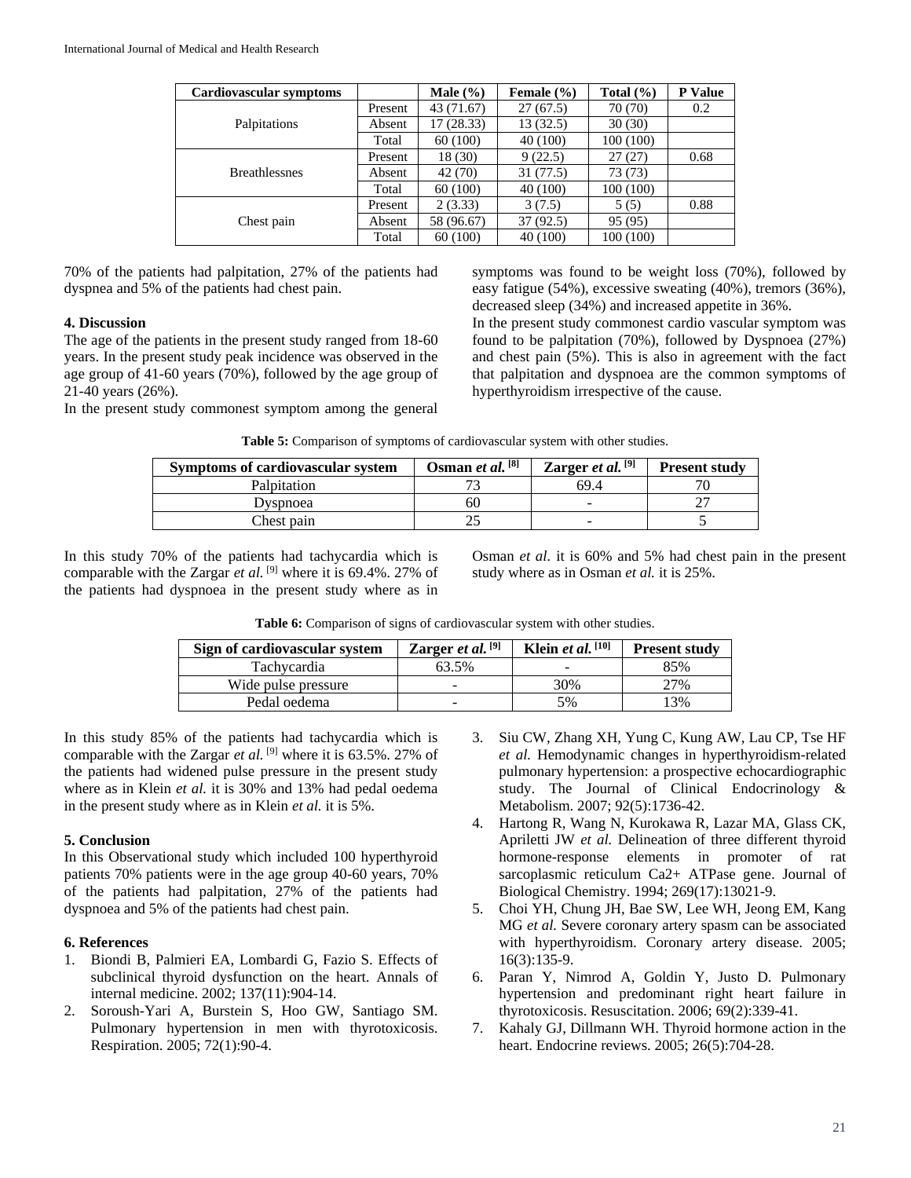| Cardiovascular symptoms | | Male (%) | Female (%) | Total (%) | P Value |
|---|---|---|---|---|---|
| Palpitations | Present | 43 (71.67) | 27 (67.5) | 70 (70) | 0.2 |
| | Absent | 17 (28.33) | 13 (32.5) | 30 (30) | |
| | Total | 60 (100) | 40 (100) | 100 (100) | |
| Breathlessnes | Present | 18 (30) | 9 (22.5) | 27 (27) | 0.68 |
| | Absent | 42 (70) | 31 (77.5) | 73 (73) | |
| | Total | 60 (100) | 40 (100) | 100 (100) | |
| Chest pain | Present | 2 (3.33) | 3 (7.5) | 5 (5) | 0.88 |
| | Absent | 58 (96.67) | 37 (92.5) | 95 (95) | |
| | Total | 60 (100) | 40 (100) | 100 (100) | |

70% of the patients had palpitation, 27% of the patients had dyspnea and 5% of the patients had chest pain.

## 4. Discussion

The age of the patients in the present study ranged from 18-60 years. In the present study peak incidence was observed in the age group of 41-60 years (70%), followed by the age group of 21-40 years (26%).

In the present study commonest symptom among the general symptoms was found to be weight loss (70%), followed by easy fatigue (54%), excessive sweating (40%), tremors (36%), decreased sleep (34%) and increased appetite in 36%.

In the present study commonest cardio vascular symptom was found to be palpitation (70%), followed by Dyspnoea (27%) and chest pain (5%). This is also in agreement with the fact that palpitation and dyspnoea are the common symptoms of hyperthyroidism irrespective of the cause.

**Table 5:** Comparison of symptoms of cardiovascular system with other studies.

| Symptoms of cardiovascular system | Osman *et al.* [8] | Zarger *et al.* [9] | Present study |
|---|---|---|---|
| Palpitation | 73 | 69.4 | 70 |
| Dyspnoea | 60 | - | 27 |
| Chest pain | 25 | - | 5 |

In this study 70% of the patients had tachycardia which is comparable with the Zargar *et al.* [9] where it is 69.4%. 27% of the patients had dyspnoea in the present study where as in Osman *et al*. it is 60% and 5% had chest pain in the present study where as in Osman *et al.* it is 25%.

**Table 6:** Comparison of signs of cardiovascular system with other studies.

| Sign of cardiovascular system | Zarger *et al.* [9] | Klein *et al.* [10] | Present study |
|---|---|---|---|
| Tachycardia | 63.5% | - | 85% |
| Wide pulse pressure | - | 30% | 27% |
| Pedal oedema | - | 5% | 13% |

In this study 85% of the patients had tachycardia which is comparable with the Zargar *et al.* [9] where it is 63.5%. 27% of the patients had widened pulse pressure in the present study where as in Klein *et al.* it is 30% and 13% had pedal oedema in the present study where as in Klein *et al.* it is 5%.

## 5. Conclusion

In this Observational study which included 100 hyperthyroid patients 70% patients were in the age group 40-60 years, 70% of the patients had palpitation, 27% of the patients had dyspnoea and 5% of the patients had chest pain.

## 6. References

1. Biondi B, Palmieri EA, Lombardi G, Fazio S. Effects of subclinical thyroid dysfunction on the heart. Annals of internal medicine. 2002; 137(11):904-14.
2. Soroush-Yari A, Burstein S, Hoo GW, Santiago SM. Pulmonary hypertension in men with thyrotoxicosis. Respiration. 2005; 72(1):90-4.
3. Siu CW, Zhang XH, Yung C, Kung AW, Lau CP, Tse HF *et al.* Hemodynamic changes in hyperthyroidism-related pulmonary hypertension: a prospective echocardiographic study. The Journal of Clinical Endocrinology & Metabolism. 2007; 92(5):1736-42.
4. Hartong R, Wang N, Kurokawa R, Lazar MA, Glass CK, Apriletti JW *et al.* Delineation of three different thyroid hormone-response elements in promoter of rat sarcoplasmic reticulum Ca2+ ATPase gene. Journal of Biological Chemistry. 1994; 269(17):13021-9.
5. Choi YH, Chung JH, Bae SW, Lee WH, Jeong EM, Kang MG *et al.* Severe coronary artery spasm can be associated with hyperthyroidism. Coronary artery disease. 2005; 16(3):135-9.
6. Paran Y, Nimrod A, Goldin Y, Justo D. Pulmonary hypertension and predominant right heart failure in thyrotoxicosis. Resuscitation. 2006; 69(2):339-41.
7. Kahaly GJ, Dillmann WH. Thyroid hormone action in the heart. Endocrine reviews. 2005; 26(5):704-28.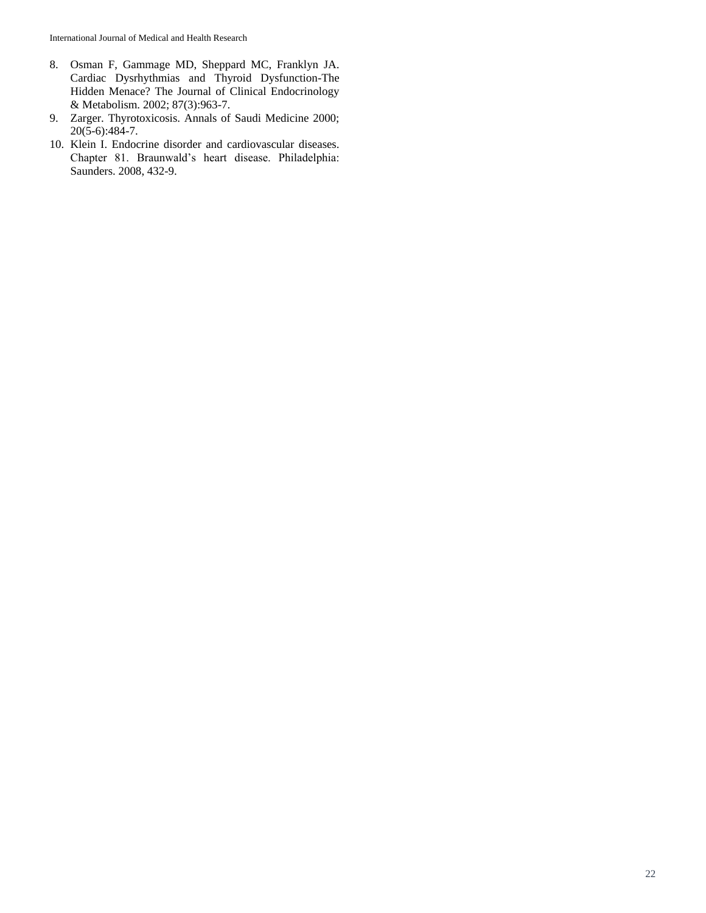8. Osman F, Gammage MD, Sheppard MC, Franklyn JA. Cardiac Dysrhythmias and Thyroid Dysfunction-The Hidden Menace? The Journal of Clinical Endocrinology & Metabolism. 2002; 87(3):963-7.
9. Zarger. Thyrotoxicosis. Annals of Saudi Medicine 2000; 20(5-6):484-7.
10. Klein I. Endocrine disorder and cardiovascular diseases. Chapter 81. Braunwald's heart disease. Philadelphia: Saunders. 2008, 432-9.